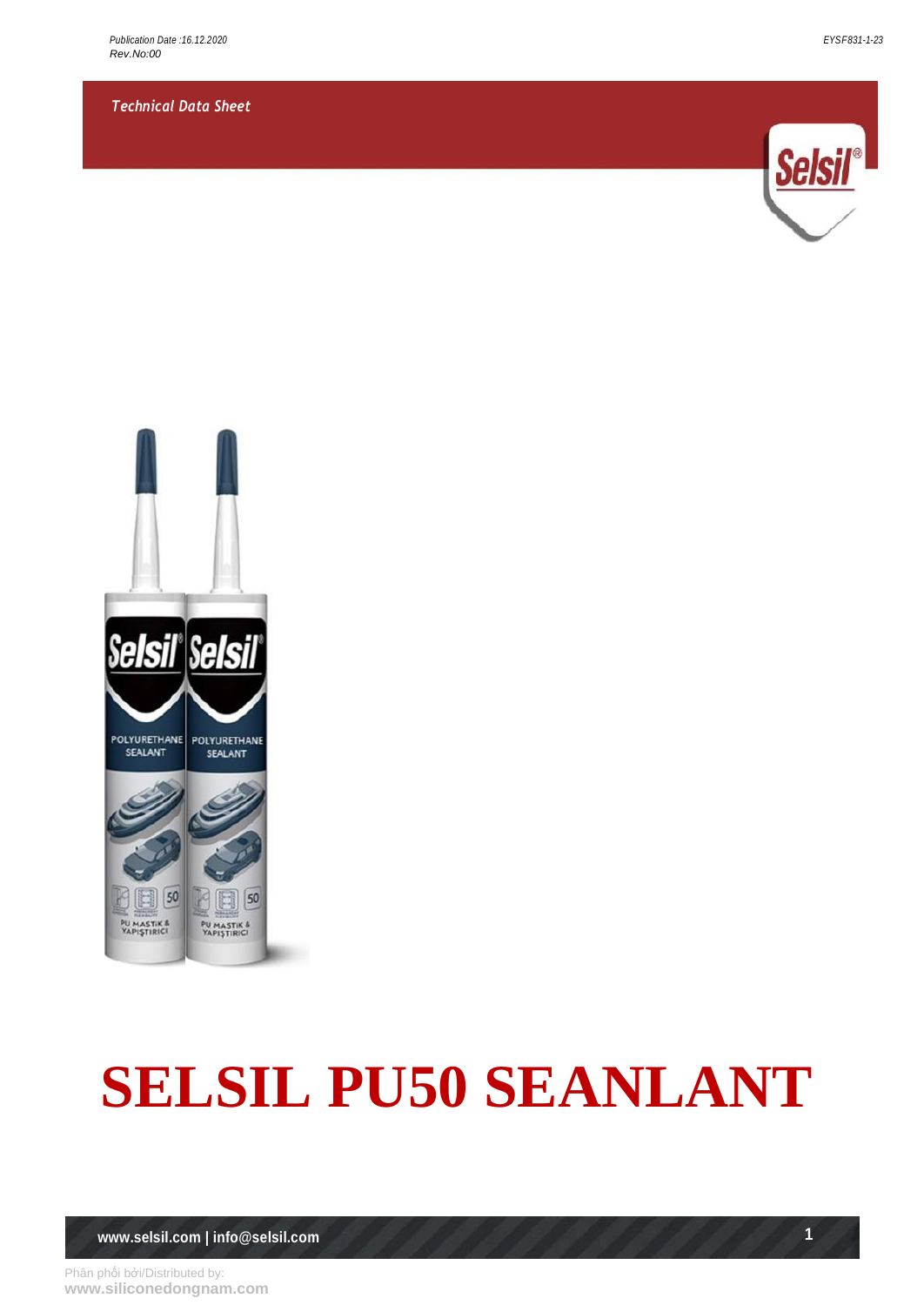Publication Date :16.12.2020
Rev.No:00

EYSF831-1-23

*Technical Data Sheet*

# SELSIL PU50 SEANLANT

www.selsil.com | info@selsil.com

Phân phối bởi/Distributed by:
**www.siliconedongnam.com**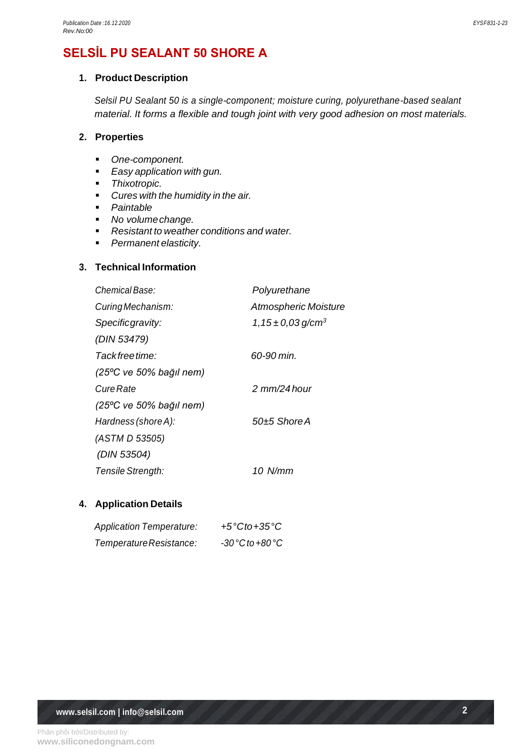# SELSİL PU SEALANT 50 SHORE A

## 1. Product Description

*Selsil PU Sealant 50 is a single-component; moisture curing, polyurethane-based sealant material. It forms a flexible and tough joint with very good adhesion on most materials.*

## 2. Properties

- *One-component.*
- *Easy application with gun.*
- *Thixotropic.*
- *Cures with the humidity in the air.*
- *Paintable*
- *No volume change.*
- *Resistant to weather conditions and water.*
- *Permanent elasticity.*

## 3. Technical Information

| | |
|---|---|
| *Chemical Base:* | *Polyurethane* |
| *Curing Mechanism:* | *Atmospheric Moisture* |
| *Specific gravity:* (DIN 53479) | *1,15 ± 0,03 g/cm³* |
| *Tack free time:* (25ºC ve 50% bağıl nem) | *60-90 min.* |
| *Cure Rate* (25ºC ve 50% bağıl nem) | *2 mm/24 hour* |
| *Hardness (shore A):* (ASTM D 53505) (DIN 53504) | *50±5 Shore A* |
| *Tensile Strength:* | *10 N/mm* |

## 4. Application Details

| | |
|---|---|
| *Application Temperature:* | *+5 °C to +35 °C* |
| *Temperature Resistance:* | *-30 °C to +80 °C* |

Phân phối bởi/Distributed by:
**www.siliconedongnam.com**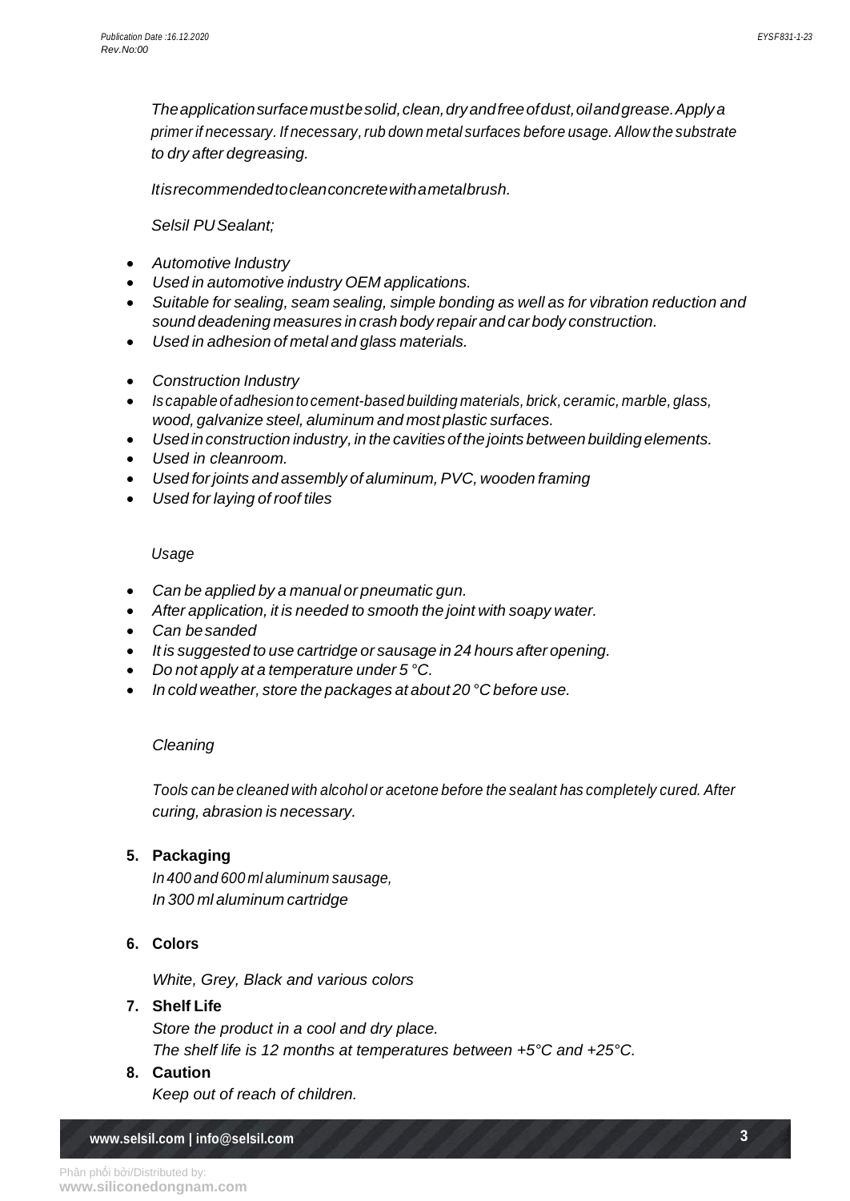*The application surface must be solid, clean, dry and free of dust, oil and grease. Apply a primer if necessary. If necessary, rub down metal surfaces before usage. Allow the substrate to dry after degreasing.*

*It is recommended to clean concrete with a metal brush.*

*Selsil PU Sealant;*

- *Automotive Industry*
- *Used in automotive industry OEM applications.*
- *Suitable for sealing, seam sealing, simple bonding as well as for vibration reduction and sound deadening measures in crash body repair and car body construction.*
- *Used in adhesion of metal and glass materials.*

- *Construction Industry*
- *Is capable of adhesion to cement-based building materials, brick, ceramic, marble, glass, wood, galvanize steel, aluminum and most plastic surfaces.*
- *Used in construction industry, in the cavities of the joints between building elements.*
- *Used in cleanroom.*
- *Used for joints and assembly of aluminum, PVC, wooden framing*
- *Used for laying of roof tiles*

*Usage*

- *Can be applied by a manual or pneumatic gun.*
- *After application, it is needed to smooth the joint with soapy water.*
- *Can be sanded*
- *It is suggested to use cartridge or sausage in 24 hours after opening.*
- *Do not apply at a temperature under 5 °C.*
- *In cold weather, store the packages at about 20 °C before use.*

*Cleaning*

*Tools can be cleaned with alcohol or acetone before the sealant has completely cured. After curing, abrasion is necessary.*

## 5. Packaging

*In 400 and 600 ml aluminum sausage,*
*In 300 ml aluminum cartridge*

## 6. Colors

*White, Grey, Black and various colors*

## 7. Shelf Life

*Store the product in a cool and dry place.*
*The shelf life is 12 months at temperatures between +5°C and +25°C.*

## 8. Caution

*Keep out of reach of children.*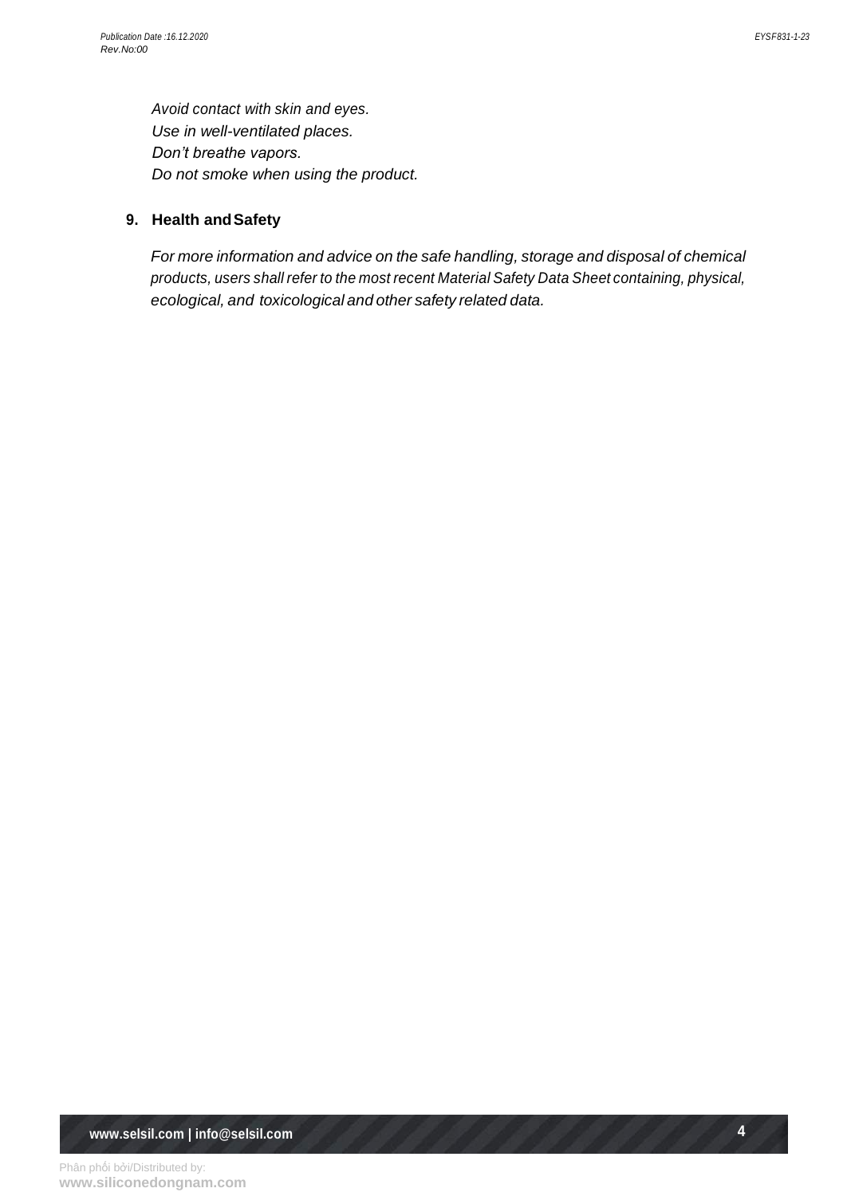*Avoid contact with skin and eyes.*
*Use in well-ventilated places.*
*Don't breathe vapors.*
*Do not smoke when using the product.*

## 9. Health and Safety

*For more information and advice on the safe handling, storage and disposal of chemical products, users shall refer to the most recent Material Safety Data Sheet containing, physical, ecological, and toxicological and other safety related data.*